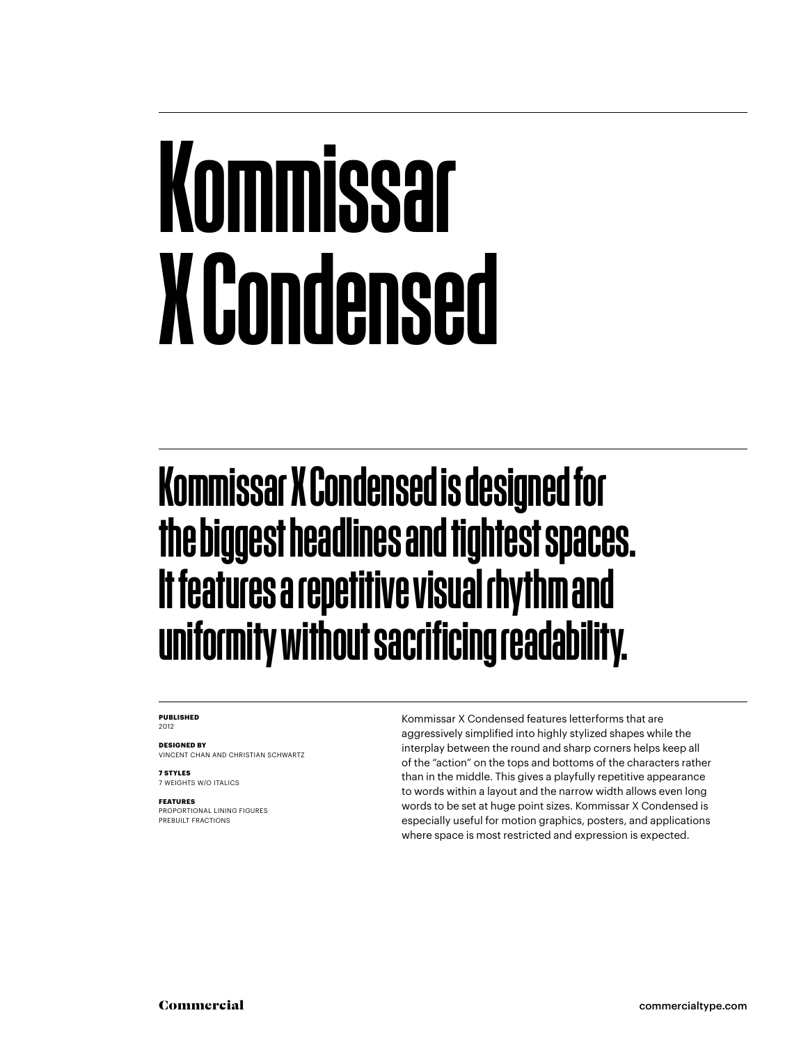# Kommissar X Condensed

## Kommissar X Condensed is designed for the biggest headlines and tightest spaces. It features a repetitive visual rhythm and uniformity without sacrificing readability.

**PUBLISHED**
2012

**DESIGNED BY**
VINCENT CHAN AND CHRISTIAN SCHWARTZ

**7 STYLES**
7 WEIGHTS W/O ITALICS

**FEATURES**
PROPORTIONAL LINING FIGURES
PREBUILT FRACTIONS

Kommissar X Condensed features letterforms that are aggressively simplified into highly stylized shapes while the interplay between the round and sharp corners helps keep all of the "action" on the tops and bottoms of the characters rather than in the middle. This gives a playfully repetitive appearance to words within a layout and the narrow width allows even long words to be set at huge point sizes. Kommissar X Condensed is especially useful for motion graphics, posters, and applications where space is most restricted and expression is expected.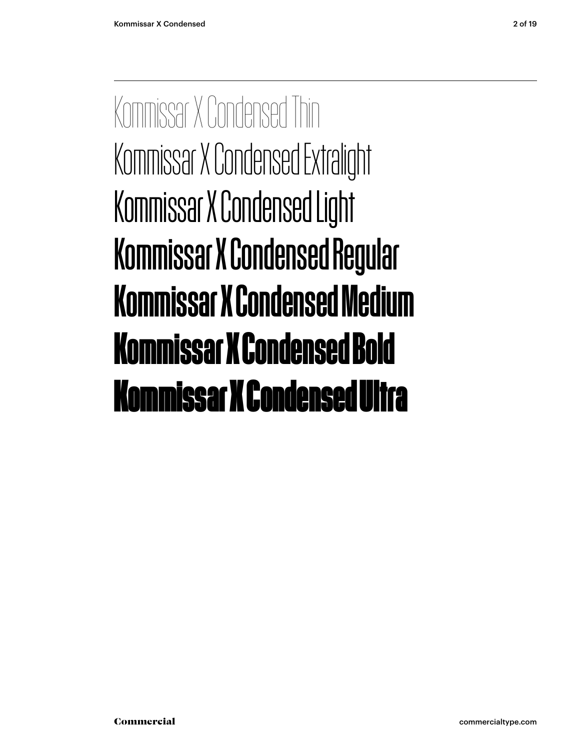Kommissar X Condensed Thin

Kommissar X Condensed Extralight

Kommissar X Condensed Light

Kommissar X Condensed Regular

**Kommissar X Condensed Medium**

**Kommissar X Condensed Bold**

**Kommissar X Condensed Ultra**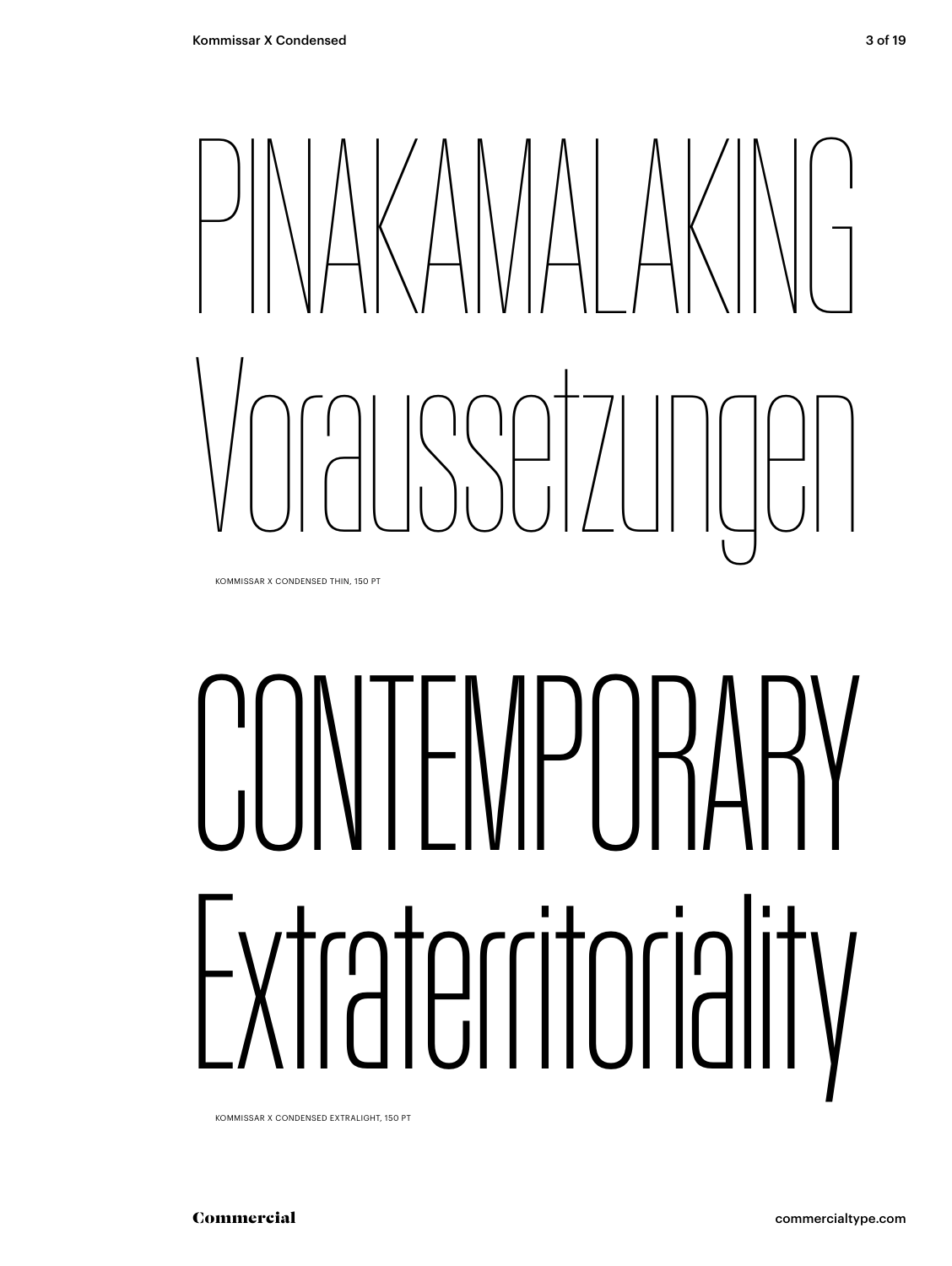# PINAKAMALAKING Voraussetzungen

KOMMISSAR X CONDENSED THIN, 150 PT

# CONTEMPORARY Extraterritoriality

KOMMISSAR X CONDENSED EXTRALIGHT, 150 PT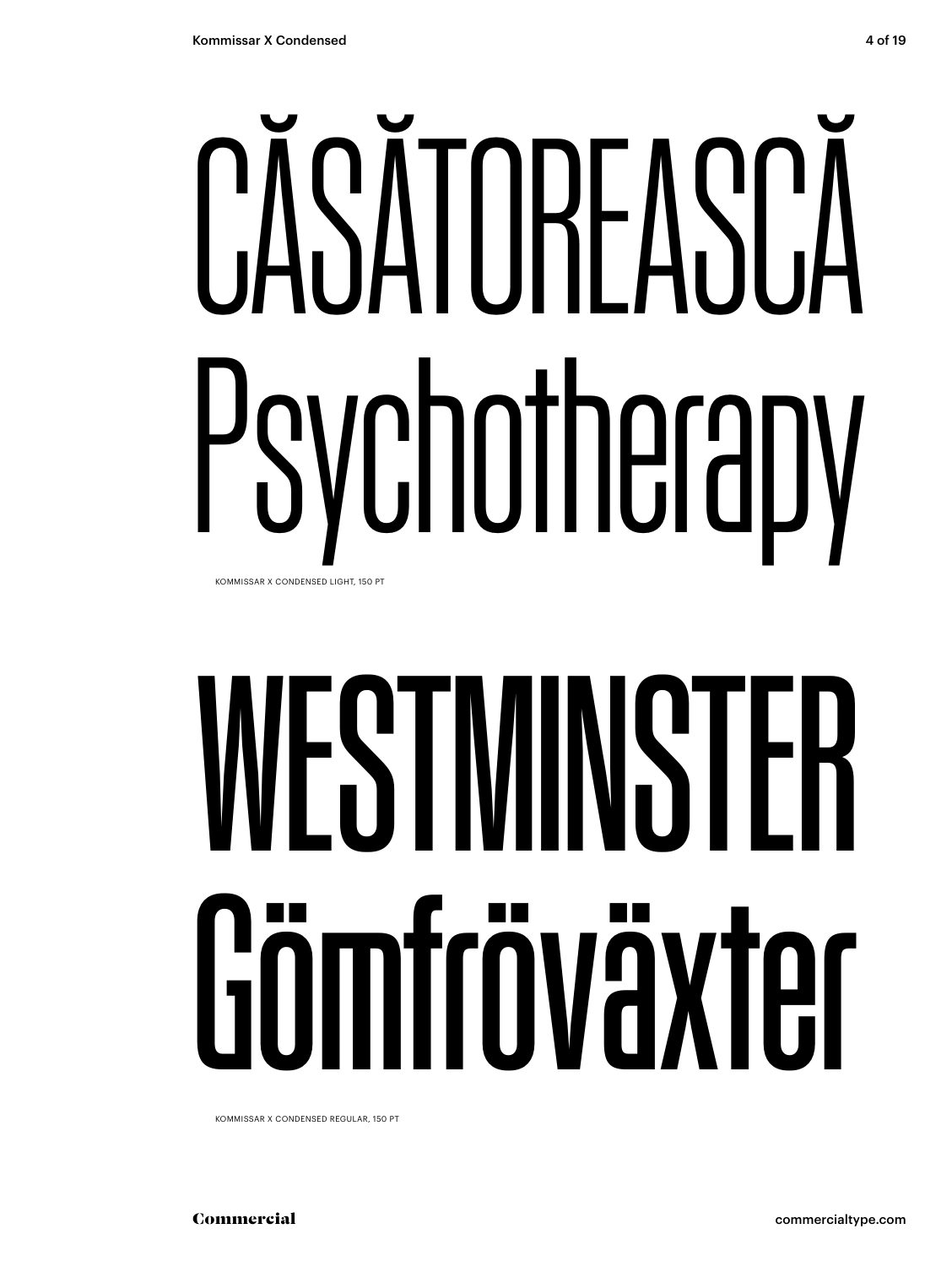CĂSĂTOREASCĂ
Psychotherapy

KOMMISSAR X CONDENSED LIGHT, 150 PT

WESTMINSTER
Gömfröväxter

KOMMISSAR X CONDENSED REGULAR, 150 PT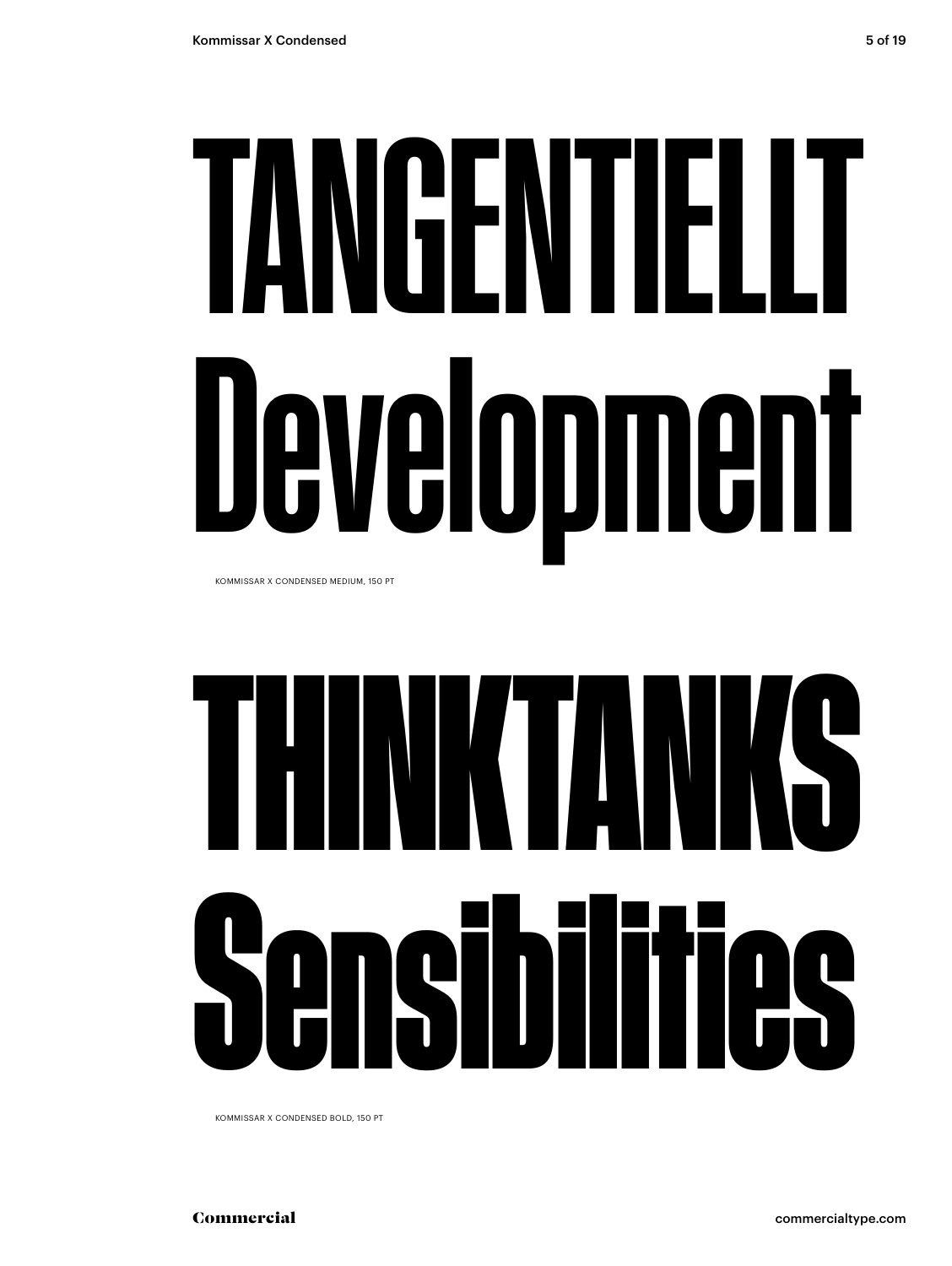# TANGENTIELLT Development

KOMMISSAR X CONDENSED MEDIUM, 150 PT

# THINKTANKS Sensibilities

KOMMISSAR X CONDENSED BOLD, 150 PT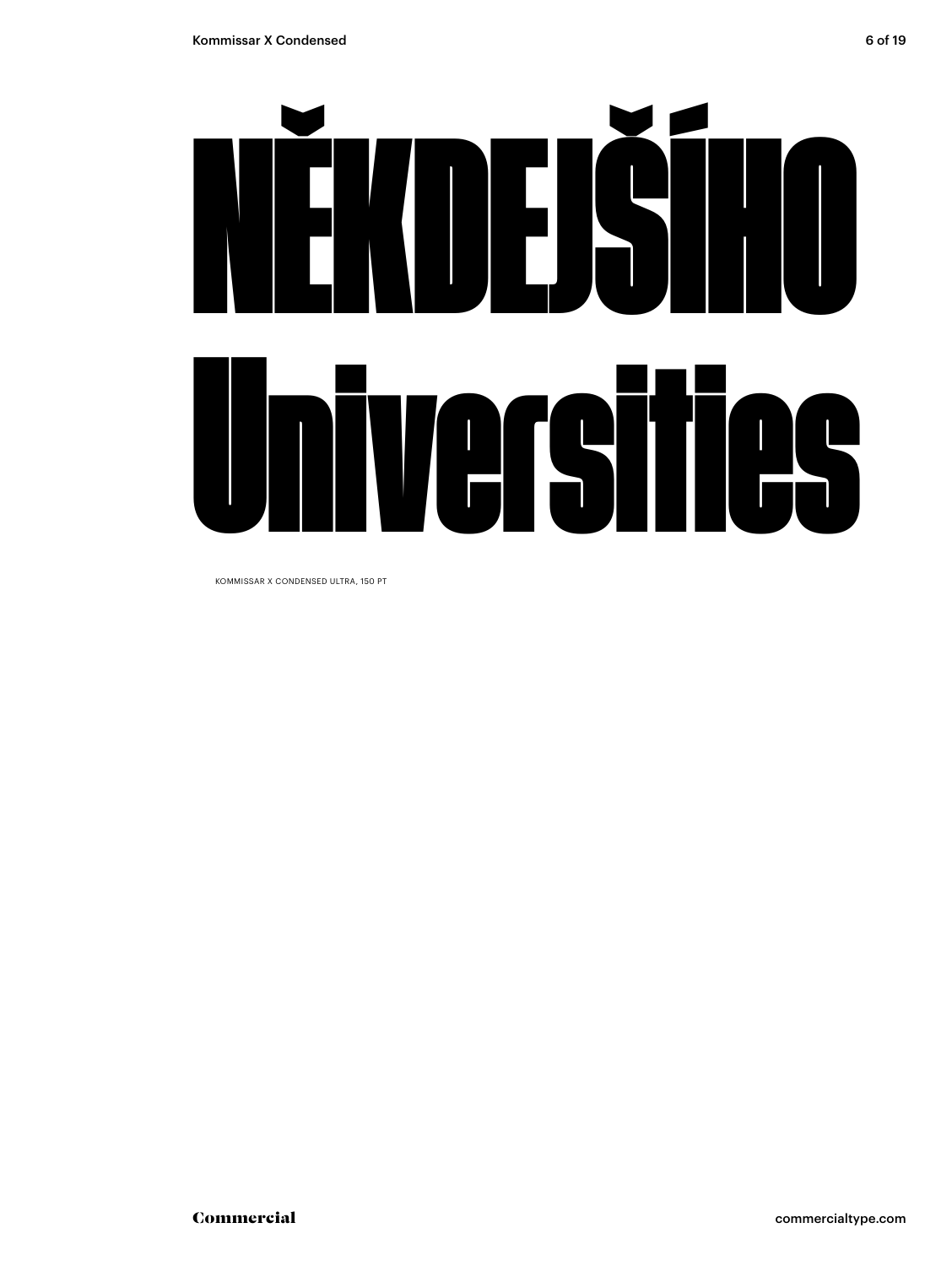NĚKDEJŠÍHO
Universities

KOMMISSAR X CONDENSED ULTRA, 150 PT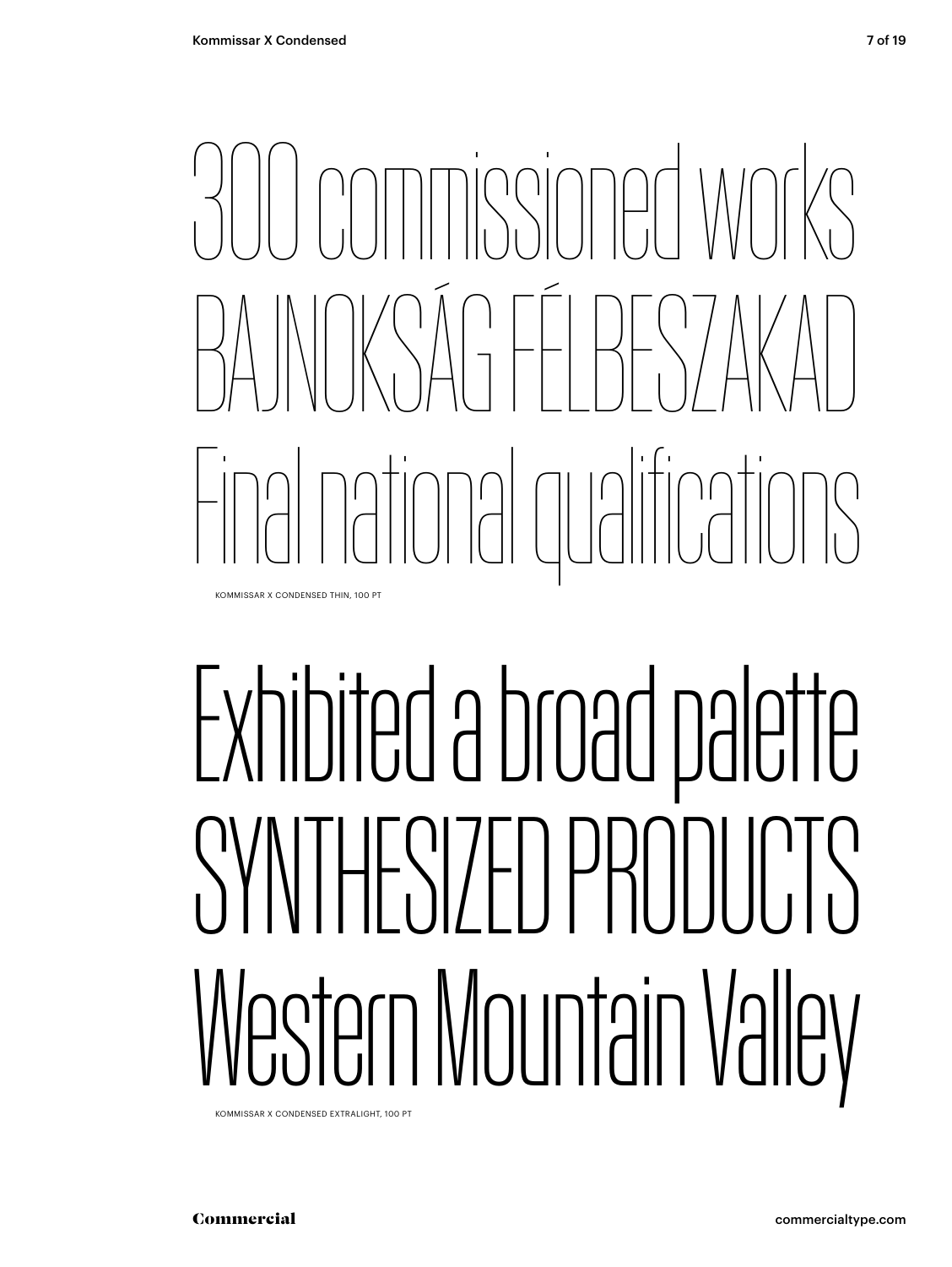300 commissioned works
BAJNOKSÁG FÉLBESZAKAD
Final national qualifications

KOMMISSAR X CONDENSED THIN, 100 PT

Exhibited a broad palette
SYNTHESIZED PRODUCTS
Western Mountain Valley

KOMMISSAR X CONDENSED EXTRALIGHT, 100 PT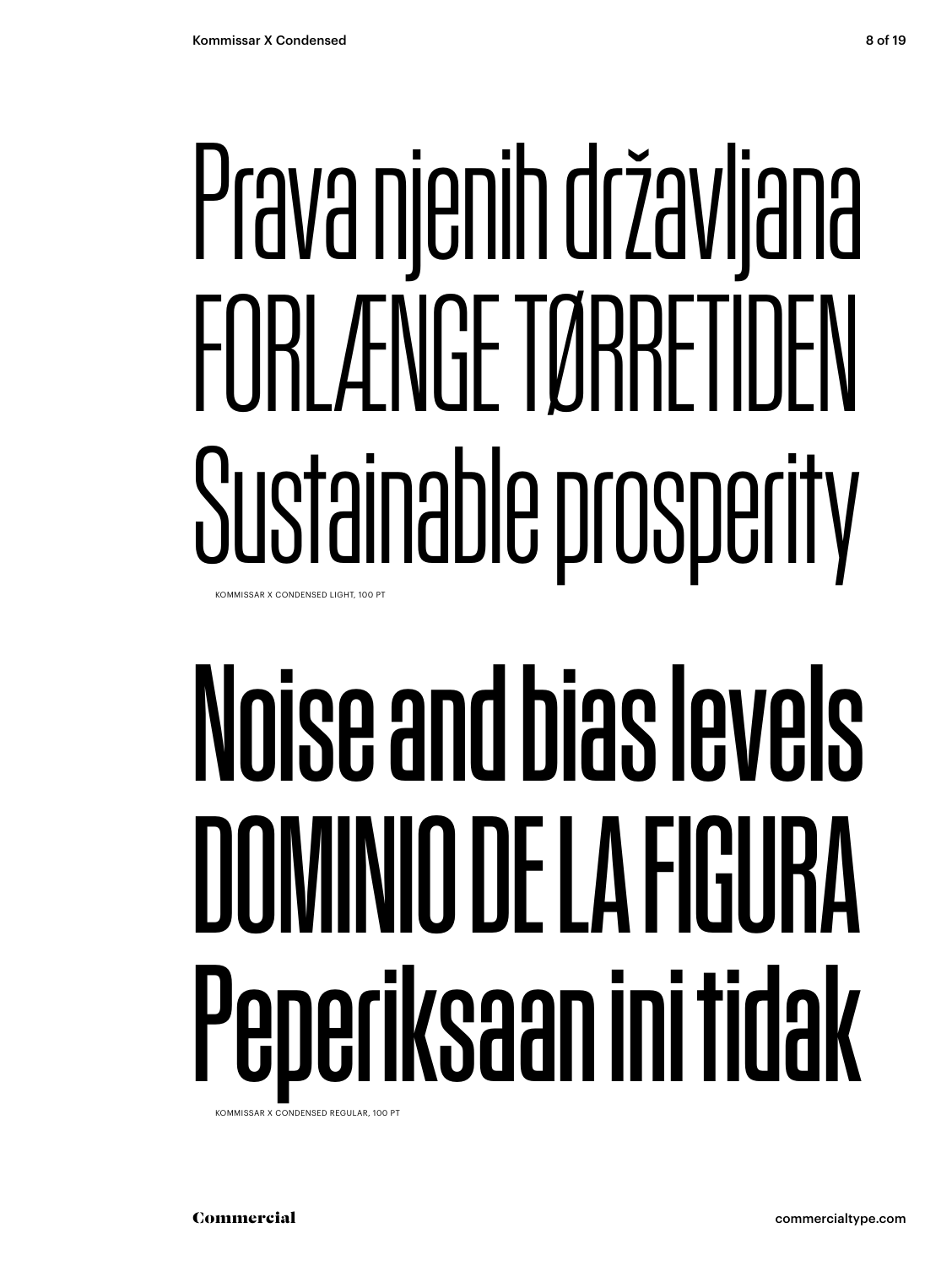Prava njenih državljana
FORLÆNGE TØRRETIDEN
Sustainable prosperity

KOMMISSAR X CONDENSED LIGHT, 100 PT

Noise and bias levels
DOMINIO DE LA FIGURA
Peperiksaan ini tidak

KOMMISSAR X CONDENSED REGULAR, 100 PT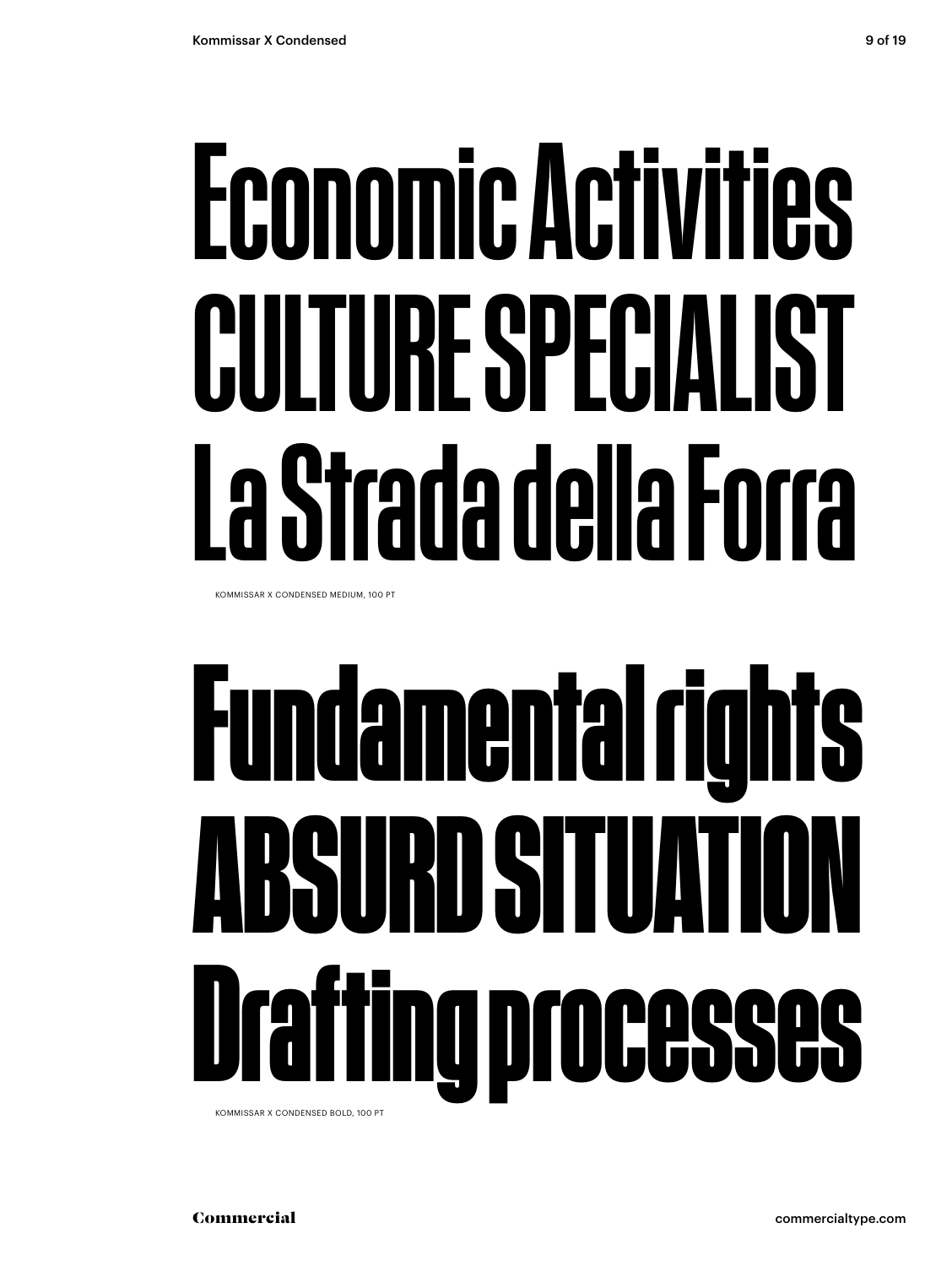Economic Activities
CULTURE SPECIALIST
La Strada della Forra

KOMMISSAR X CONDENSED MEDIUM, 100 PT

Fundamental rights
ABSURD SITUATION
Drafting processes

KOMMISSAR X CONDENSED BOLD, 100 PT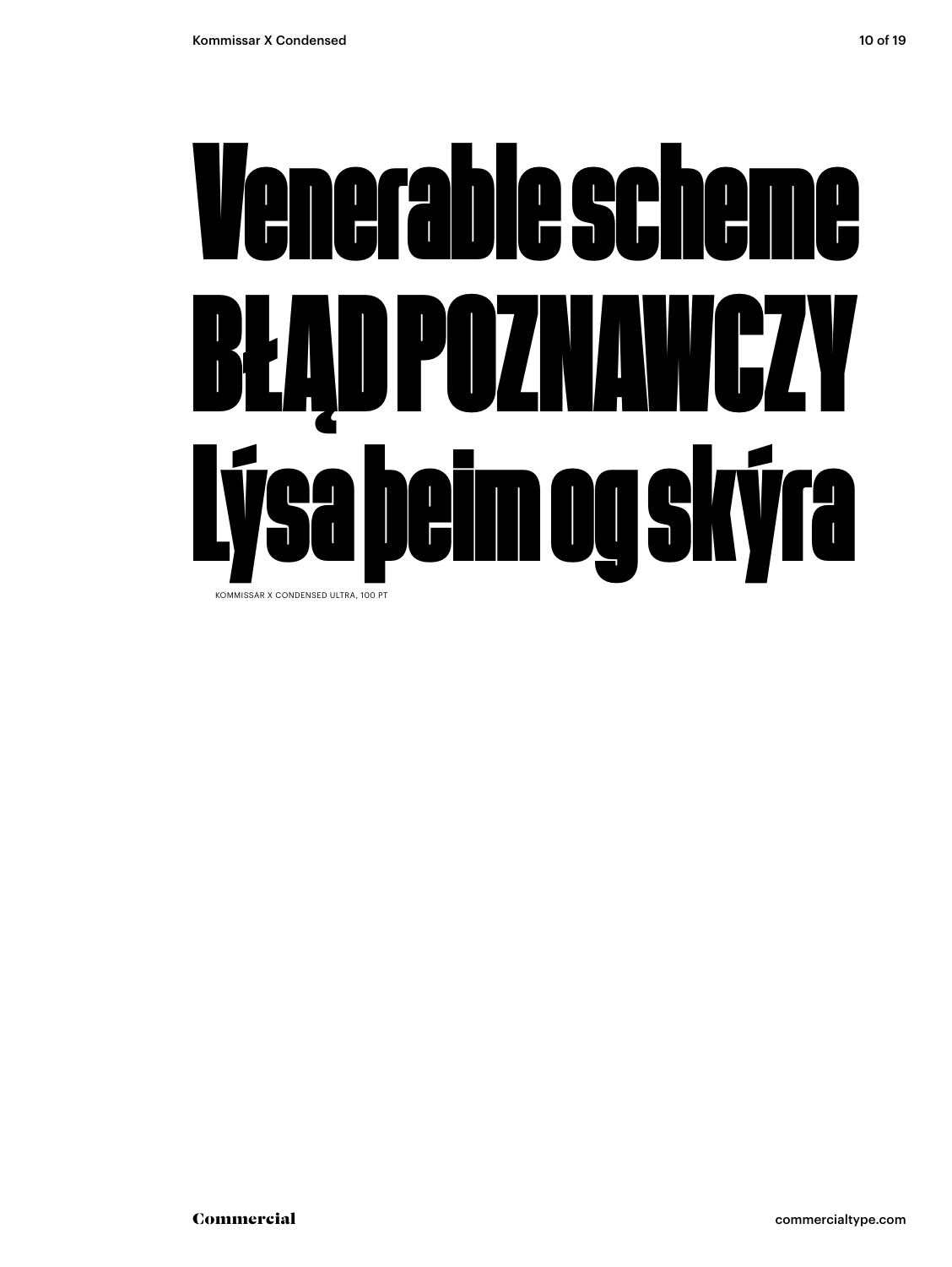# Venerable scheme
# BŁĄD POZNAWCZY
# Lýsa þeim og skýra

KOMMISSAR X CONDENSED ULTRA, 100 PT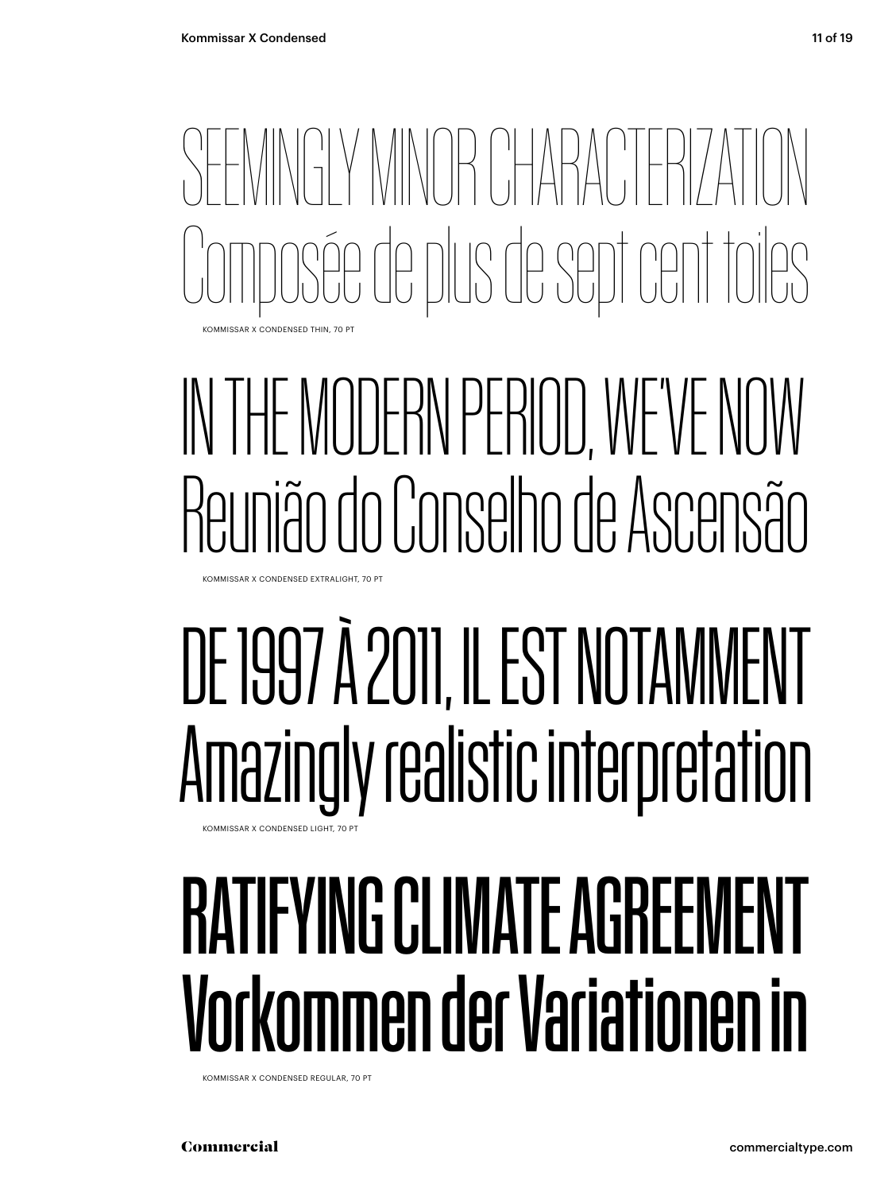SEEMINGLY MINOR CHARACTERIZATION
Composée de plus de sept cent toiles

KOMMISSAR X CONDENSED THIN, 70 PT

IN THE MODERN PERIOD, WE'VE NOW
Reunião do Conselho de Ascensão

KOMMISSAR X CONDENSED EXTRALIGHT, 70 PT

DE 1997 À 2011, IL EST NOTAMMENT
Amazingly realistic interpretation

KOMMISSAR X CONDENSED LIGHT, 70 PT

RATIFYING CLIMATE AGREEMENT
Vorkommen der Variationen in

KOMMISSAR X CONDENSED REGULAR, 70 PT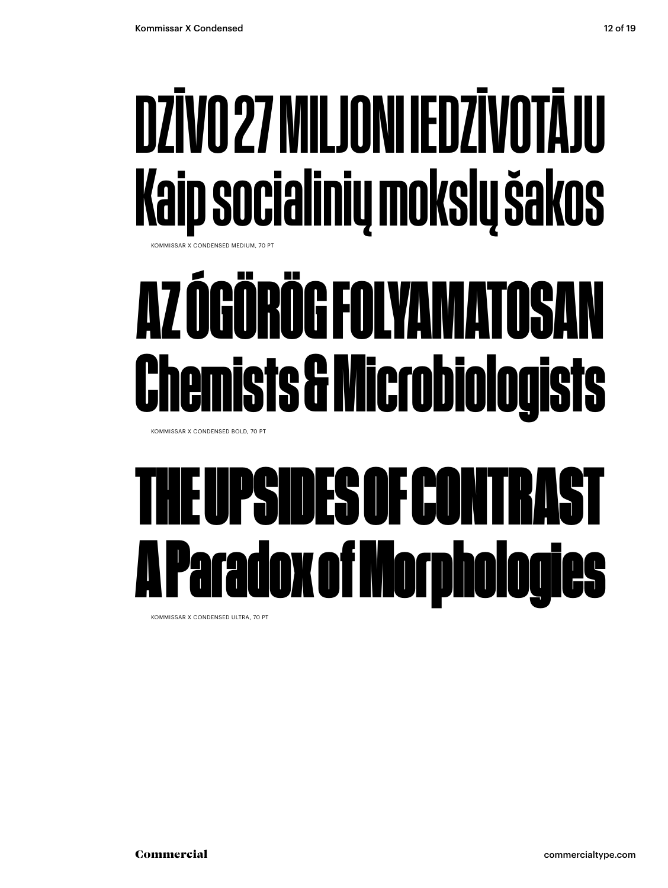DZĪVO 27 MILJONI IEDZĪVOTĀJU
Kaip socialinių mokslų šakos

KOMMISSAR X CONDENSED MEDIUM, 70 PT

AZ ÓGÖRÖG FOLYAMATOSAN
Chemists & Microbiologists

KOMMISSAR X CONDENSED BOLD, 70 PT

THE UPSIDES OF CONTRAST
A Paradox of Morphologies

KOMMISSAR X CONDENSED ULTRA, 70 PT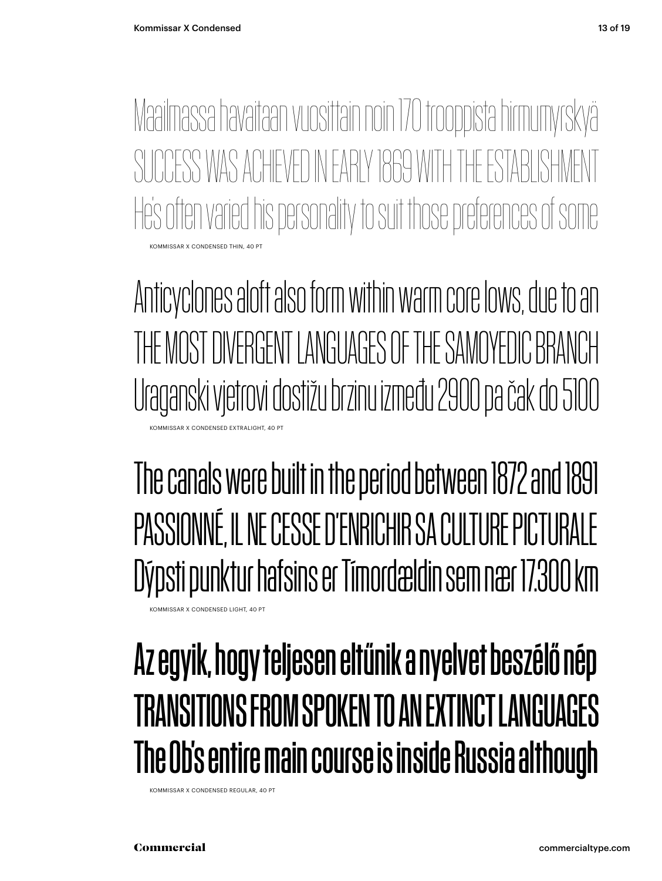Maailmassa havaitaan vuosittain noin 170 trooppista hirmumyrskyä
SUCCESS WAS ACHIEVED IN EARLY 1869 WITH THE ESTABLISHMENT
He's often varied his personality to suit those preferences of some

KOMMISSAR X CONDENSED THIN, 40 PT

Anticyclones aloft also form within warm core lows, due to an
THE MOST DIVERGENT LANGUAGES OF THE SAMOYEDIC BRANCH
Uraganski vjetrovi dostižu brzinu između 2900 pa čak do 5100

KOMMISSAR X CONDENSED EXTRALIGHT, 40 PT

The canals were built in the period between 1872 and 1891
PASSIONNÉ, IL NE CESSE D'ENRICHIR SA CULTURE PICTURALE
Dýpsti punktur hafsins er Tímordældin sem nær 17.300 km

KOMMISSAR X CONDENSED LIGHT, 40 PT

Az egyik, hogy teljesen eltűnik a nyelvet beszélő nép
TRANSITIONS FROM SPOKEN TO AN EXTINCT LANGUAGES
The Ob's entire main course is inside Russia although

KOMMISSAR X CONDENSED REGULAR, 40 PT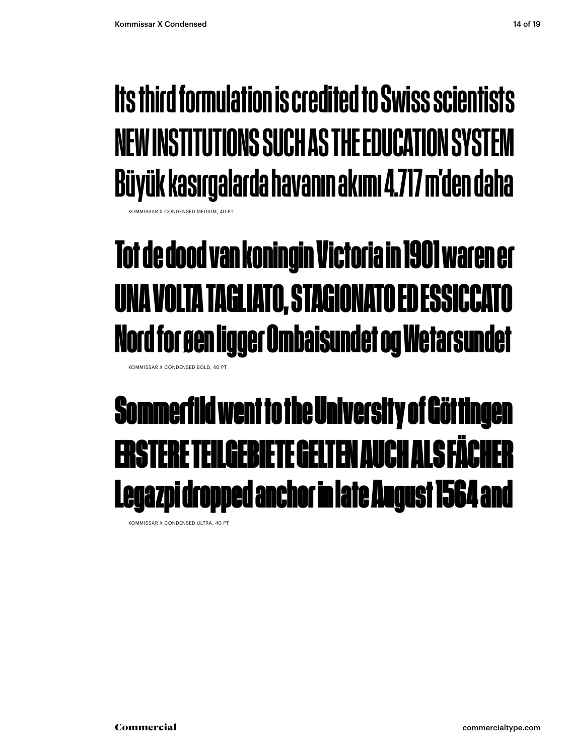Its third formulation is credited to Swiss scientists
NEW INSTITUTIONS SUCH AS THE EDUCATION SYSTEM
Büyük kasırgalarda havanın akımı 4.717 m'den daha

KOMMISSAR X CONDENSED MEDIUM, 40 PT

**Tot de dood van koningin Victoria in 1901 waren er**
**UNA VOLTA TAGLIATO, STAGIONATO ED ESSICCATO**
**Nord for øen ligger Ombaisundet og Wetarsundet**

KOMMISSAR X CONDENSED BOLD, 40 PT

**Sommerfild went to the University of Göttingen**
**ERSTERE TEILGEBIETE GELTEN AUCH ALS FÄCHER**
**Legazpi dropped anchor in late August 1564 and**

KOMMISSAR X CONDENSED ULTRA, 40 PT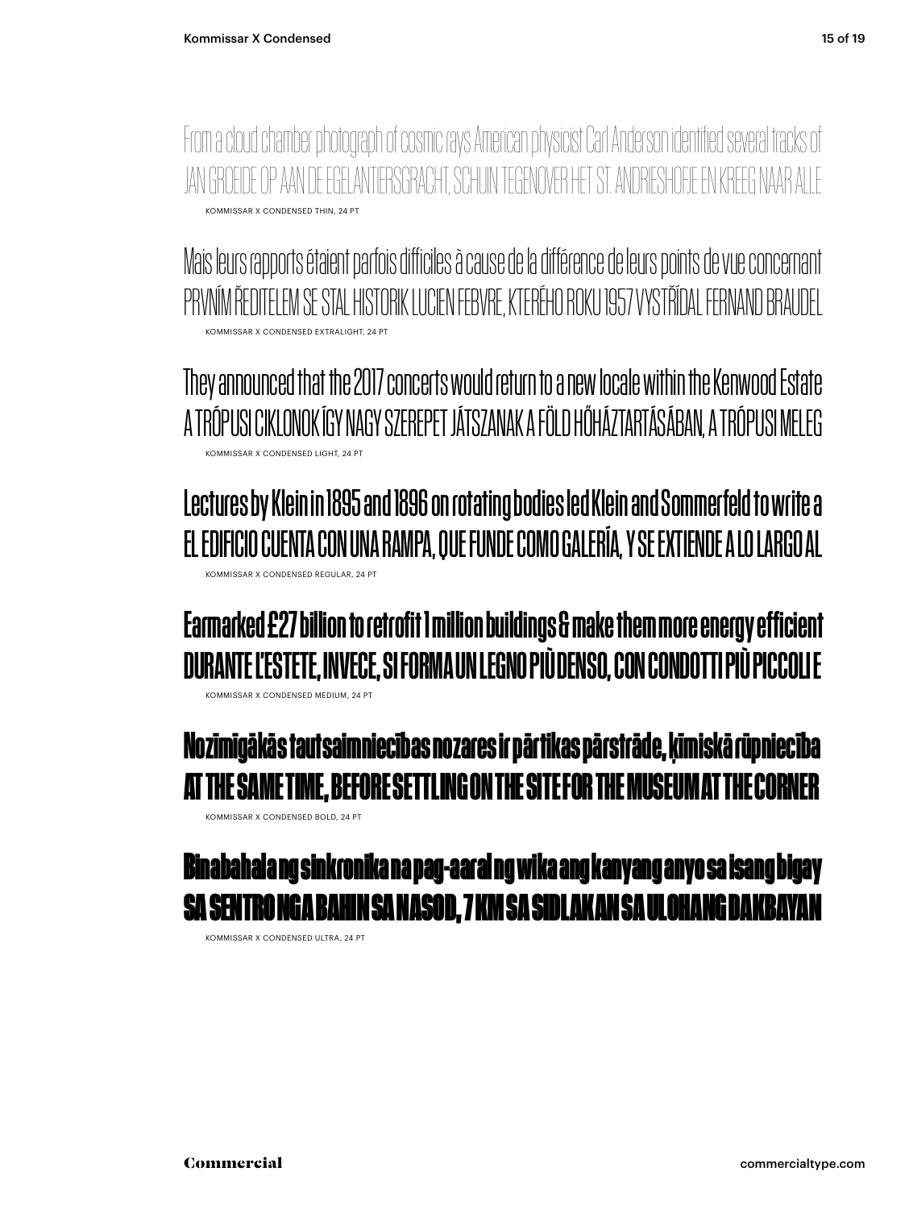From a cloud chamber photograph of cosmic rays American physicist Carl Anderson identified several tracks of
JAN GROEIDE OP AAN DE EGELANTIERSGRACHT, SCHUIN TEGENOVER HET ST. ANDRIESHOFJE EN KREEG NAAR ALLE

KOMMISSAR X CONDENSED THIN, 24 PT

Mais leurs rapports étaient parfois difficiles à cause de la différence de leurs points de vue concernant
PRVNÍM ŘEDITELEM SE STAL HISTORIK LUCIEN FEBVRE, KTERÉHO ROKU 1957 VYSTŘÍDAL FERNAND BRAUDEL

KOMMISSAR X CONDENSED EXTRALIGHT, 24 PT

They announced that the 2017 concerts would return to a new locale within the Kenwood Estate
A TRÓPUSI CIKLONOK ÍGY NAGY SZEREPET JÁTSZANAK A FÖLD HŐHÁZTARTÁSÁBAN, A TRÓPUSI MELEG

KOMMISSAR X CONDENSED LIGHT, 24 PT

Lectures by Klein in 1895 and 1896 on rotating bodies led Klein and Sommerfeld to write a
EL EDIFICIO CUENTA CON UNA RAMPA, QUE FUNDE COMO GALERÍA, Y SE EXTIENDE A LO LARGO AL

KOMMISSAR X CONDENSED REGULAR, 24 PT

Earmarked £27 billion to retrofit 1 million buildings & make them more energy efficient
DURANTE L'ESTETE, INVECE, SI FORMA UN LEGNO PIÙ DENSO, CON CONDOTTI PIÙ PICCOLI E

KOMMISSAR X CONDENSED MEDIUM, 24 PT

**Nozīmīgākās tautsaimniecības nozares ir pārtikas pārstrāde, ķīmiskā rūpniecība**
**AT THE SAME TIME, BEFORE SETTLING ON THE SITE FOR THE MUSEUM AT THE CORNER**

KOMMISSAR X CONDENSED BOLD, 24 PT

**Binabahala ng sinkronika na pag-aaral ng wika ang kanyang anyo sa isang bigay**
**SA SENTRO NGA BAHIN SA NASOD, 7 KM SA SIDLAKAN SA ULOHANG DAKBAYAN**

KOMMISSAR X CONDENSED ULTRA, 24 PT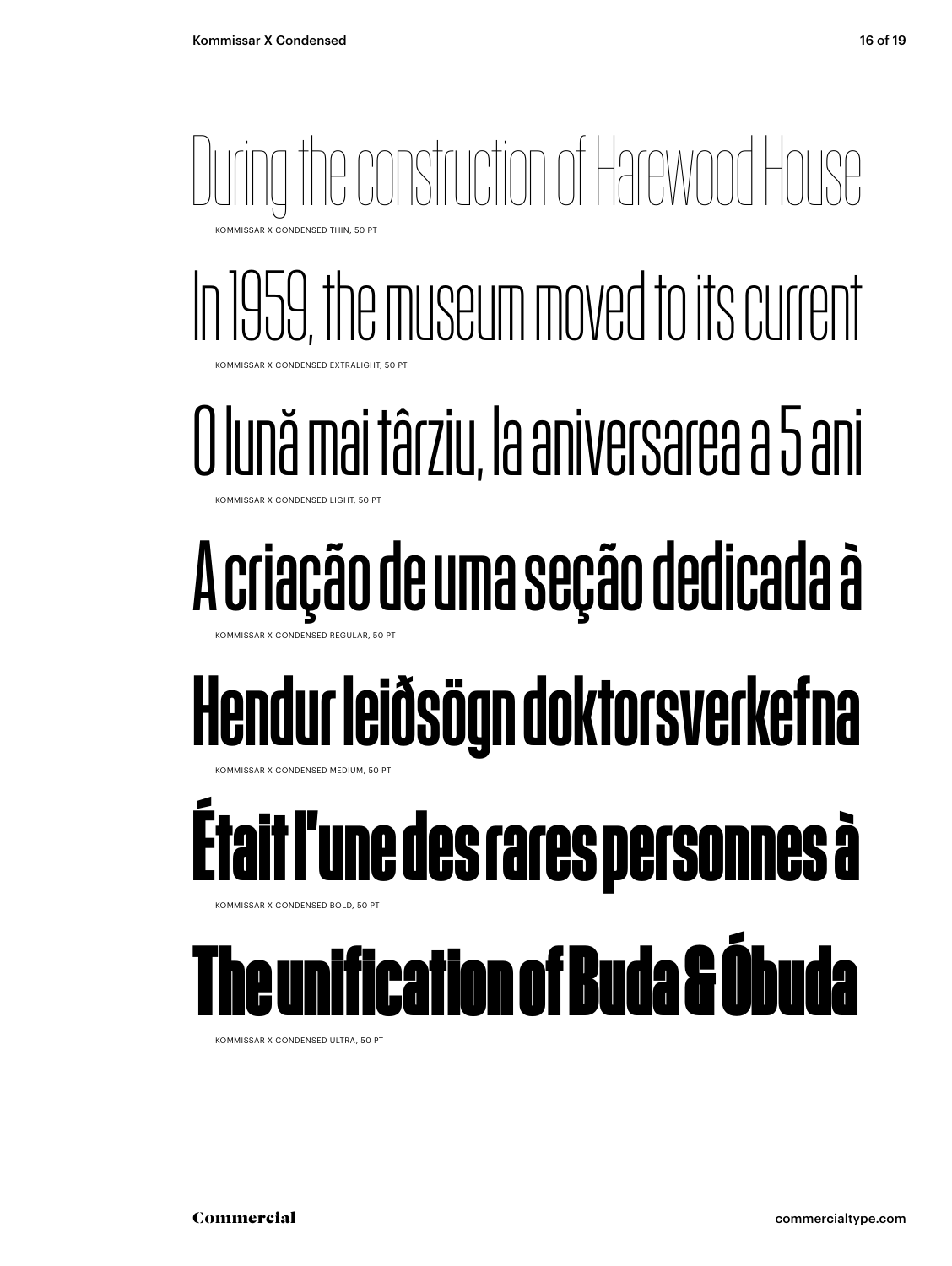During the construction of Harewood House

KOMMISSAR X CONDENSED THIN, 50 PT

In 1959, the museum moved to its current

KOMMISSAR X CONDENSED EXTRALIGHT, 50 PT

O lună mai târziu, la aniversarea a 5 ani

KOMMISSAR X CONDENSED LIGHT, 50 PT

A criação de uma seção dedicada à

KOMMISSAR X CONDENSED REGULAR, 50 PT

Hendur leiðsögn doktorsverkefna

KOMMISSAR X CONDENSED MEDIUM, 50 PT

Était l'une des rares personnes à

KOMMISSAR X CONDENSED BOLD, 50 PT

The unification of Buda & Óbuda

KOMMISSAR X CONDENSED ULTRA, 50 PT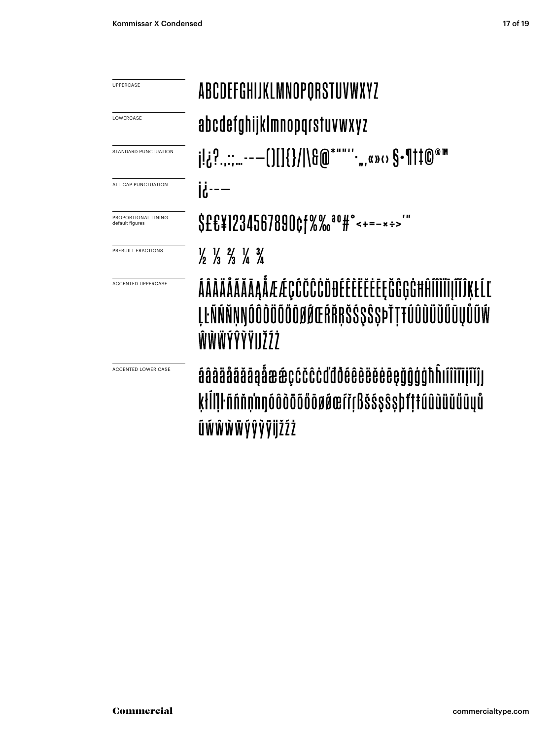UPPERCASE

ABCDEFGHIJKLMNOPQRSTUVWXYZ

LOWERCASE

abcdefghijklmnopqrstuvwxyz

STANDARD PUNCTUATION

¡!¿?.,:;…-–—()[]{}/|\&@*"”"‘’·„‚«»‹› §•¶†‡©®™

ALL CAP PUNCTUATION

¡¿-–—

PROPORTIONAL LINING
default figures

$£€¥1234567890¢ƒ%‰ªº#°<+=−×÷>'"

PREBUILT FRACTIONS

½ ⅓ ⅔ ¼ ¾

ACCENTED UPPERCASE

ÁÂÀÄÅÃĂĀĄǺÆǼÇĆČĈĊĎĐÉÊÈËĔĖĒĘĞĜĢĠĦĤÍÎÌÏĪĮĨĴĶŁĹĽĻĿÑŃŇŅŊÓÔÒÖÕŐŌØǾŒŔŘŖŠŚŞŜȘÞŤŢŦÚÛÙÜŬŰŪŲŮŨẂŴẀẄÝŶỲŸĲŽŹŻ

ACCENTED LOWER CASE

áâàäåãăāąǻæǽçćčĉċďđðéêèëĕėēęğĝģġħĥıíîìïīįĩȷķłĺľļŀñńňņŋóôòöõőōøǿœŕřŗßšśşŝșþťţŧúûùüŭűūųůũẃŵẁẅýŷỳÿĳžźż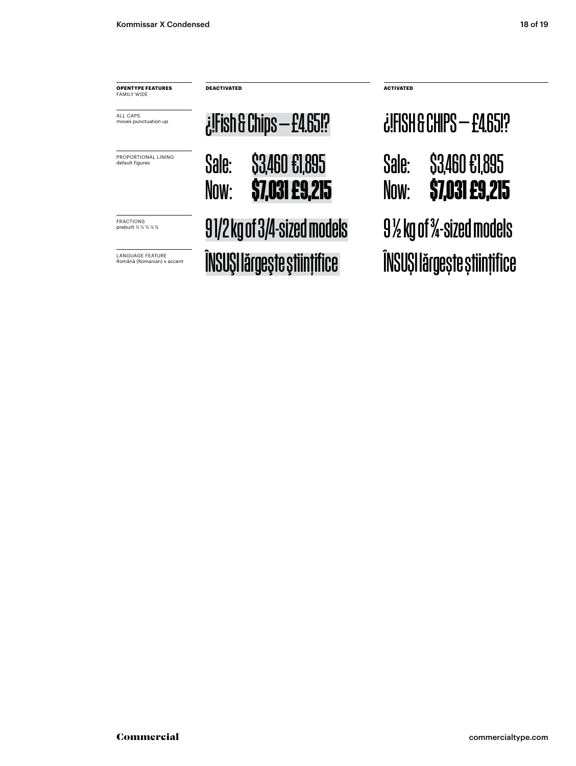| OPENTYPE FEATURES FAMILY WIDE | DEACTIVATED | ACTIVATED |
| --- | --- | --- |
| ALL CAPS moves punctuation up | ¿¡Fish & Chips – £4.65!? | ¿¡FISH & CHIPS – £4.65!? |
| PROPORTIONAL LINING default figures | Sale: $3,460 €1,895 Now: **$7,031 £9,215** | Sale: $3,460 €1,895 Now: **$7,031 £9,215** |
| FRACTIONS prebuilt ½ ⅓ ⅔ ¼ ¾ | 9 1/2 kg of 3/4-sized models | 9 ½ kg of ¾-sized models |
| LANGUAGE FEATURE Română (Romanian) s accent | ÎNSUŞI lărgeşte ştiinţifice | ÎNSUȘI lărgește științifice |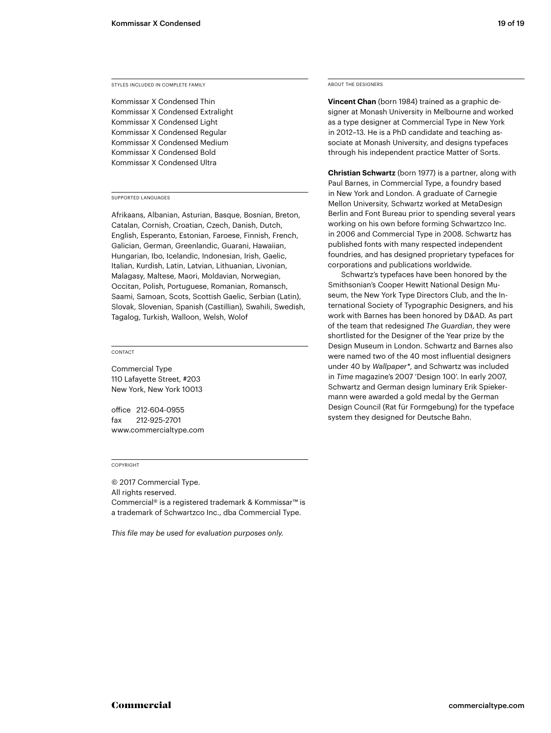## STYLES INCLUDED IN COMPLETE FAMILY

Kommissar X Condensed Thin
Kommissar X Condensed Extralight
Kommissar X Condensed Light
Kommissar X Condensed Regular
Kommissar X Condensed Medium
Kommissar X Condensed Bold
Kommissar X Condensed Ultra

## SUPPORTED LANGUAGES

Afrikaans, Albanian, Asturian, Basque, Bosnian, Breton, Catalan, Cornish, Croatian, Czech, Danish, Dutch, English, Esperanto, Estonian, Faroese, Finnish, French, Galician, German, Greenlandic, Guarani, Hawaiian, Hungarian, Ibo, Icelandic, Indonesian, Irish, Gaelic, Italian, Kurdish, Latin, Latvian, Lithuanian, Livonian, Malagasy, Maltese, Maori, Moldavian, Norwegian, Occitan, Polish, Portuguese, Romanian, Romansch, Saami, Samoan, Scots, Scottish Gaelic, Serbian (Latin), Slovak, Slovenian, Spanish (Castillian), Swahili, Swedish, Tagalog, Turkish, Walloon, Welsh, Wolof

## CONTACT

Commercial Type
110 Lafayette Street, #203
New York, New York 10013

office 212-604-0955
fax 212-925-2701
www.commercialtype.com

## COPYRIGHT

© 2017 Commercial Type.
All rights reserved.
Commercial® is a registered trademark & Kommissar™ is a trademark of Schwartzco Inc., dba Commercial Type.

*This file may be used for evaluation purposes only.*

## ABOUT THE DESIGNERS

**Vincent Chan** (born 1984) trained as a graphic designer at Monash University in Melbourne and worked as a type designer at Commercial Type in New York in 2012–13. He is a PhD candidate and teaching associate at Monash University, and designs typefaces through his independent practice Matter of Sorts.

**Christian Schwartz** (born 1977) is a partner, along with Paul Barnes, in Commercial Type, a foundry based in New York and London. A graduate of Carnegie Mellon University, Schwartz worked at MetaDesign Berlin and Font Bureau prior to spending several years working on his own before forming Schwartzco Inc. in 2006 and Commercial Type in 2008. Schwartz has published fonts with many respected independent foundries, and has designed proprietary typefaces for corporations and publications worldwide.

Schwartz's typefaces have been honored by the Smithsonian's Cooper Hewitt National Design Museum, the New York Type Directors Club, and the International Society of Typographic Designers, and his work with Barnes has been honored by D&AD. As part of the team that redesigned *The Guardian*, they were shortlisted for the Designer of the Year prize by the Design Museum in London. Schwartz and Barnes also were named two of the 40 most influential designers under 40 by *Wallpaper**, and Schwartz was included in *Time* magazine's 2007 'Design 100'. In early 2007, Schwartz and German design luminary Erik Spiekermann were awarded a gold medal by the German Design Council (Rat für Formgebung) for the typeface system they designed for Deutsche Bahn.